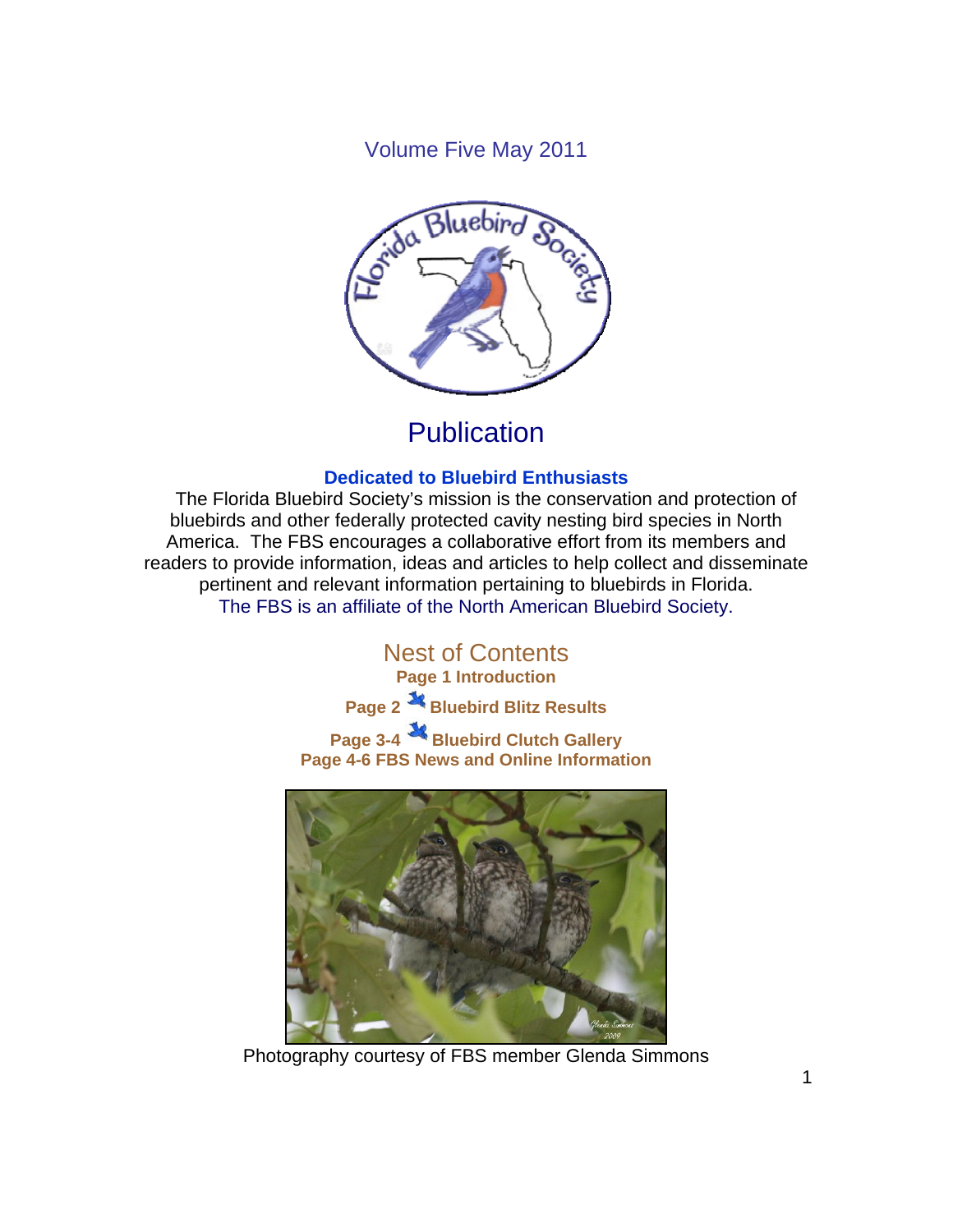Volume Five May 2011

# Publication

**Dedicated to Bluebird Enthusiasts**

The Florida Bluebird Society's mission is the conservation and protection of bluebirds and other federally protected cavity nesting bird species in North America. The FBS encourages a collaborative effort from its members and readers to provide information, ideas and articles to help collect and disseminate pertinent and relevant information pertaining to bluebirds in Florida.

The FBS is an affiliate of the North American Bluebird Society.

## Nest of Contents

**Page 1 Introduction**

**Page 2 Bluebird Blitz Results**

**Page 3-4 Bluebird Clutch Gallery**

**Page 4-6 FBS News and Online Information**

Photography courtesy of FBS member Glenda Simmons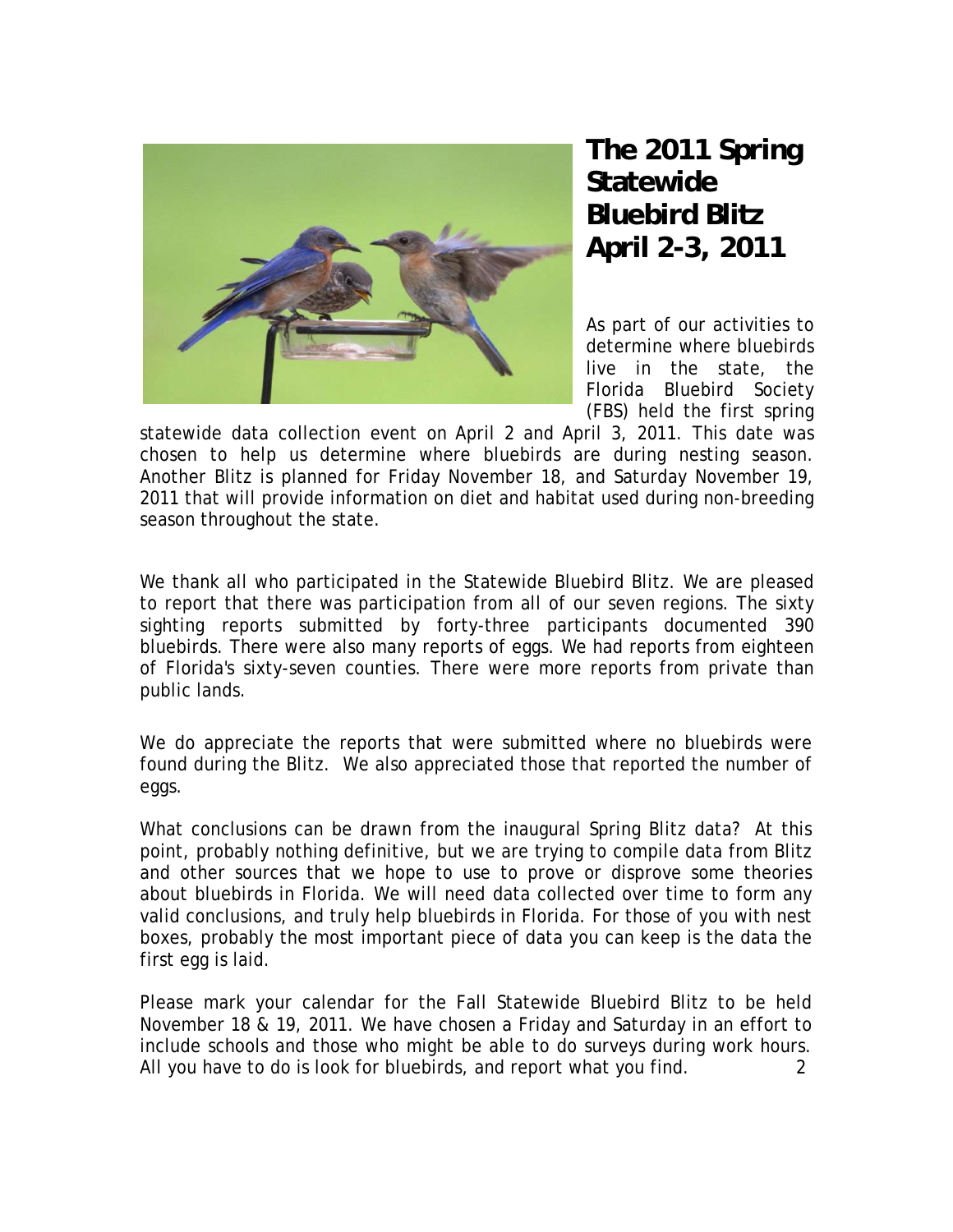# The 2011 Spring Statewide Bluebird Blitz April 2-3, 2011

As part of our activities to determine where bluebirds live in the state, the Florida Bluebird Society (FBS) held the first spring statewide data collection event on April 2 and April 3, 2011. This date was chosen to help us determine where bluebirds are during nesting season. Another Blitz is planned for Friday November 18, and Saturday November 19, 2011 that will provide information on diet and habitat used during non-breeding season throughout the state.

We thank all who participated in the Statewide Bluebird Blitz. We are pleased to report that there was participation from all of our seven regions. The sixty sighting reports submitted by forty-three participants documented 390 bluebirds. There were also many reports of eggs. We had reports from eighteen of Florida's sixty-seven counties. There were more reports from private than public lands.

We do appreciate the reports that were submitted where no bluebirds were found during the Blitz. We also appreciated those that reported the number of eggs.

What conclusions can be drawn from the inaugural Spring Blitz data? At this point, probably nothing definitive, but we are trying to compile data from Blitz and other sources that we hope to use to prove or disprove some theories about bluebirds in Florida. We will need data collected over time to form any valid conclusions, and truly help bluebirds in Florida. For those of you with nest boxes, probably the most important piece of data you can keep is the data the first egg is laid.

Please mark your calendar for the Fall Statewide Bluebird Blitz to be held November 18 & 19, 2011. We have chosen a Friday and Saturday in an effort to include schools and those who might be able to do surveys during work hours. All you have to do is look for bluebirds, and report what you find.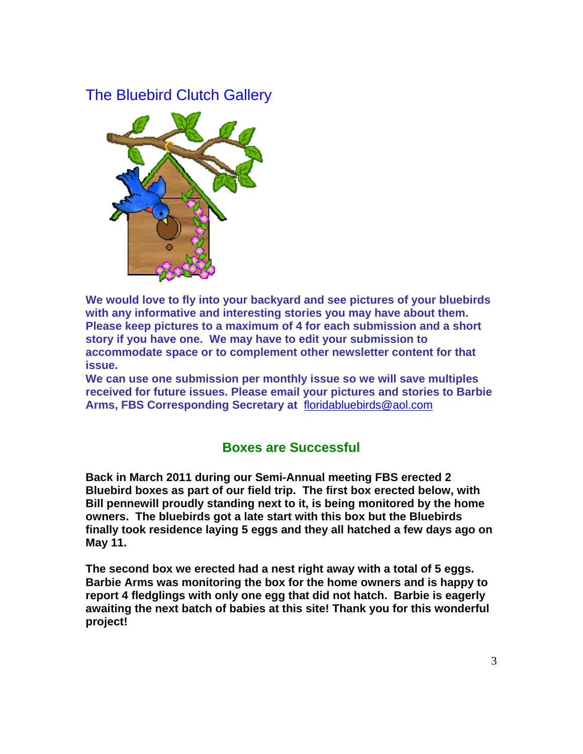## The Bluebird Clutch Gallery

**We would love to fly into your backyard and see pictures of your bluebirds with any informative and interesting stories you may have about them. Please keep pictures to a maximum of 4 for each submission and a short story if you have one. We may have to edit your submission to accommodate space or to complement other newsletter content for that issue.**

**We can use one submission per monthly issue so we will save multiples received for future issues. Please email your pictures and stories to Barbie Arms, FBS Corresponding Secretary at** floridabluebirds@aol.com

### Boxes are Successful

**Back in March 2011 during our Semi-Annual meeting FBS erected 2 Bluebird boxes as part of our field trip. The first box erected below, with Bill pennewill proudly standing next to it, is being monitored by the home owners. The bluebirds got a late start with this box but the Bluebirds finally took residence laying 5 eggs and they all hatched a few days ago on May 11.**

**The second box we erected had a nest right away with a total of 5 eggs. Barbie Arms was monitoring the box for the home owners and is happy to report 4 fledglings with only one egg that did not hatch. Barbie is eagerly awaiting the next batch of babies at this site! Thank you for this wonderful project!**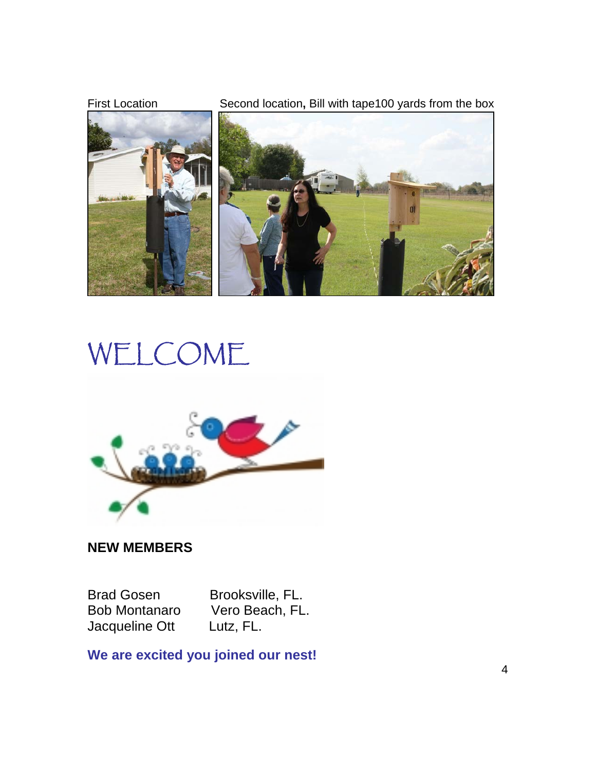First Location

Second location, Bill with tape100 yards from the box

# WELCOME

**NEW MEMBERS**

| | |
|---|---|
| Brad Gosen | Brooksville, FL. |
| Bob Montanaro | Vero Beach, FL. |
| Jacqueline Ott | Lutz, FL. |

**We are excited you joined our nest!**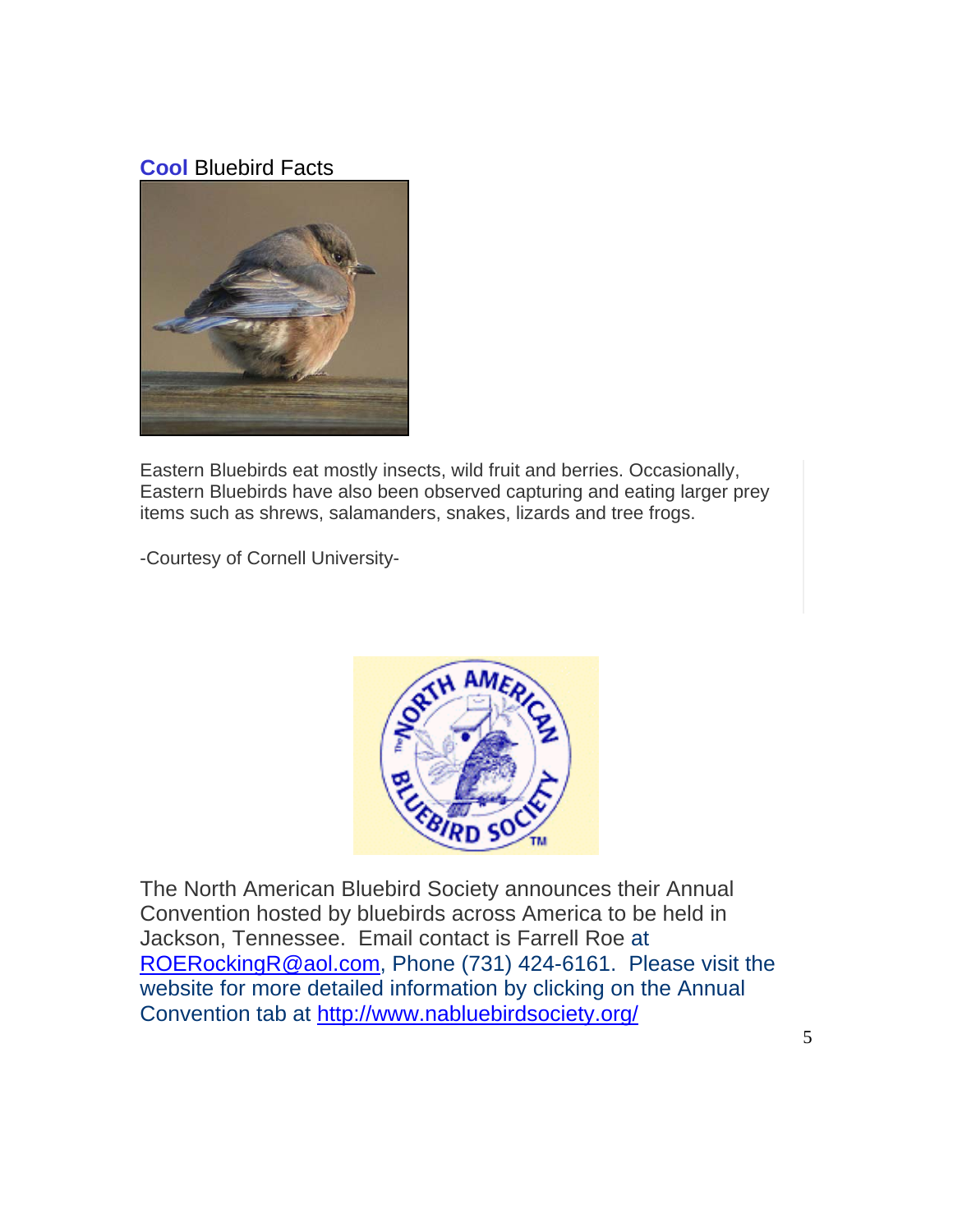## **Cool** Bluebird Facts

Eastern Bluebirds eat mostly insects, wild fruit and berries. Occasionally, Eastern Bluebirds have also been observed capturing and eating larger prey items such as shrews, salamanders, snakes, lizards and tree frogs.

-Courtesy of Cornell University-

The North American Bluebird Society announces their Annual Convention hosted by bluebirds across America to be held in Jackson, Tennessee. Email contact is Farrell Roe at ROERockingR@aol.com, Phone (731) 424-6161. Please visit the website for more detailed information by clicking on the Annual Convention tab at http://www.nabluebirdsociety.org/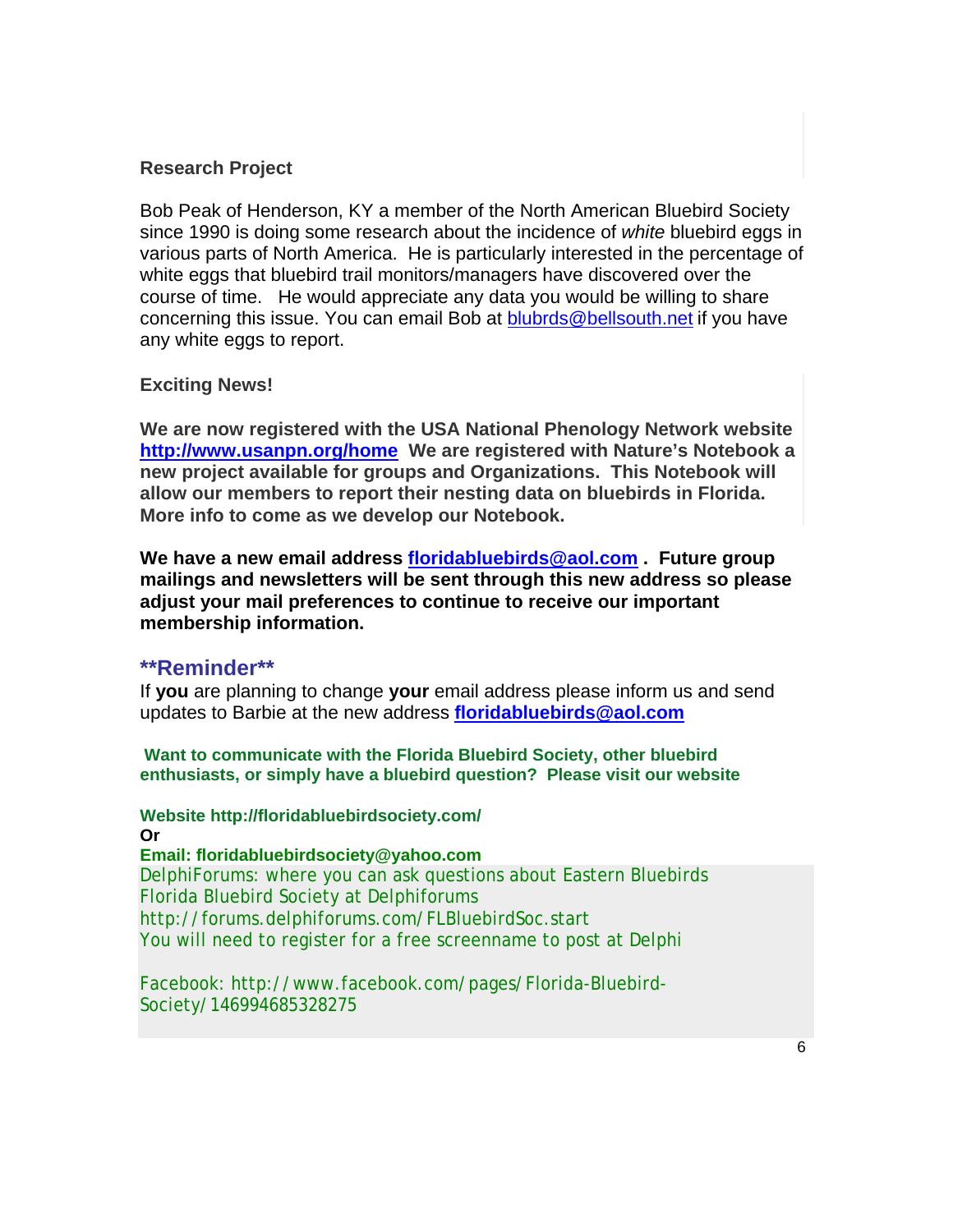**Research Project**

Bob Peak of Henderson, KY a member of the North American Bluebird Society since 1990 is doing some research about the incidence of *white* bluebird eggs in various parts of North America. He is particularly interested in the percentage of white eggs that bluebird trail monitors/managers have discovered over the course of time. He would appreciate any data you would be willing to share concerning this issue. You can email Bob at blubrds@bellsouth.net if you have any white eggs to report.

**Exciting News!**

**We are now registered with the USA National Phenology Network website http://www.usanpn.org/home We are registered with Nature's Notebook a new project available for groups and Organizations. This Notebook will allow our members to report their nesting data on bluebirds in Florida. More info to come as we develop our Notebook.**

**We have a new email address floridabluebirds@aol.com . Future group mailings and newsletters will be sent through this new address so please adjust your mail preferences to continue to receive our important membership information.**

## **\*\*Reminder\*\***

If **you** are planning to change **your** email address please inform us and send updates to Barbie at the new address **floridabluebirds@aol.com**

**Want to communicate with the Florida Bluebird Society, other bluebird enthusiasts, or simply have a bluebird question? Please visit our website**

**Website http://floridabluebirdsociety.com/**
**Or**
**Email: floridabluebirdsociety@yahoo.com**

DelphiForums: where you can ask questions about Eastern Bluebirds
Florida Bluebird Society at Delphiforums
http://forums.delphiforums.com/FLBluebirdSoc.start
You will need to register for a free screenname to post at Delphi

Facebook: http://www.facebook.com/pages/Florida-Bluebird-Society/146994685328275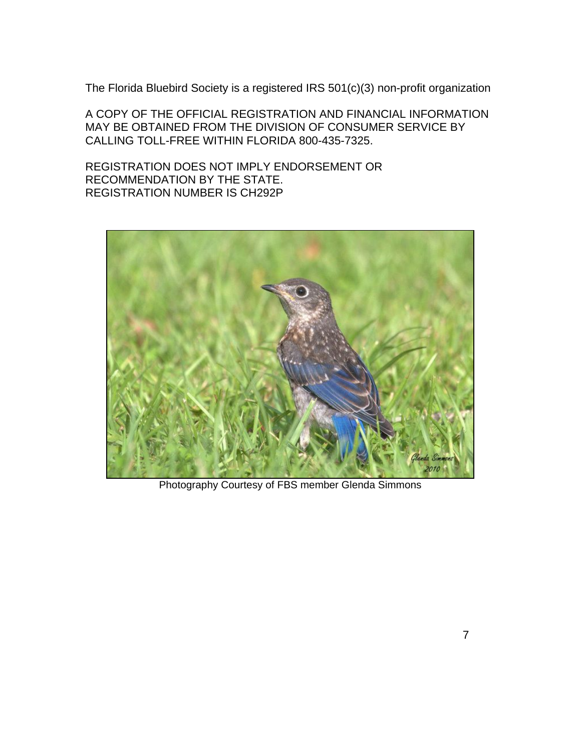The Florida Bluebird Society is a registered IRS 501(c)(3) non-profit organization

A COPY OF THE OFFICIAL REGISTRATION AND FINANCIAL INFORMATION MAY BE OBTAINED FROM THE DIVISION OF CONSUMER SERVICE BY CALLING TOLL-FREE WITHIN FLORIDA 800-435-7325.

REGISTRATION DOES NOT IMPLY ENDORSEMENT OR RECOMMENDATION BY THE STATE.
REGISTRATION NUMBER IS CH292P

Photography Courtesy of FBS member Glenda Simmons